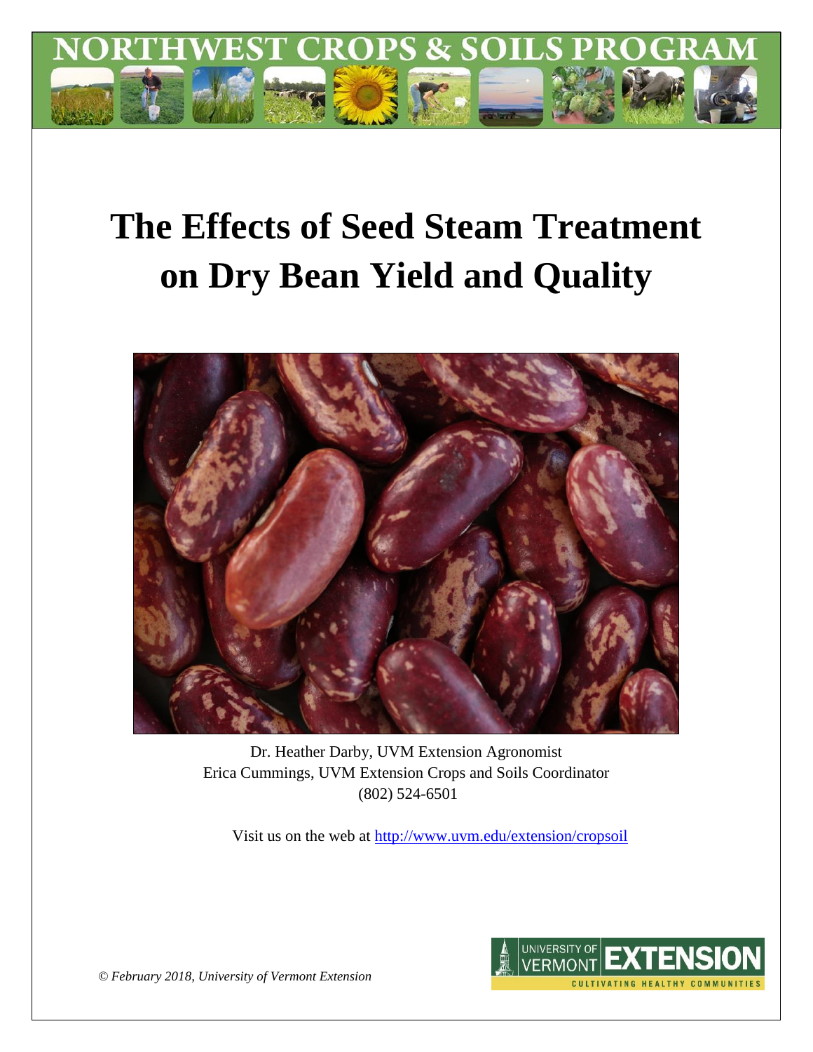NORTHWEST CROPS & SOILS PROGRAM

# The Effects of Seed Steam Treatment on Dry Bean Yield and Quality

Dr. Heather Darby, UVM Extension Agronomist
Erica Cummings, UVM Extension Crops and Soils Coordinator
(802) 524-6501

Visit us on the web at http://www.uvm.edu/extension/cropsoil

*© February 2018, University of Vermont Extension*

UNIVERSITY OF VERMONT EXTENSION
CULTIVATING HEALTHY COMMUNITIES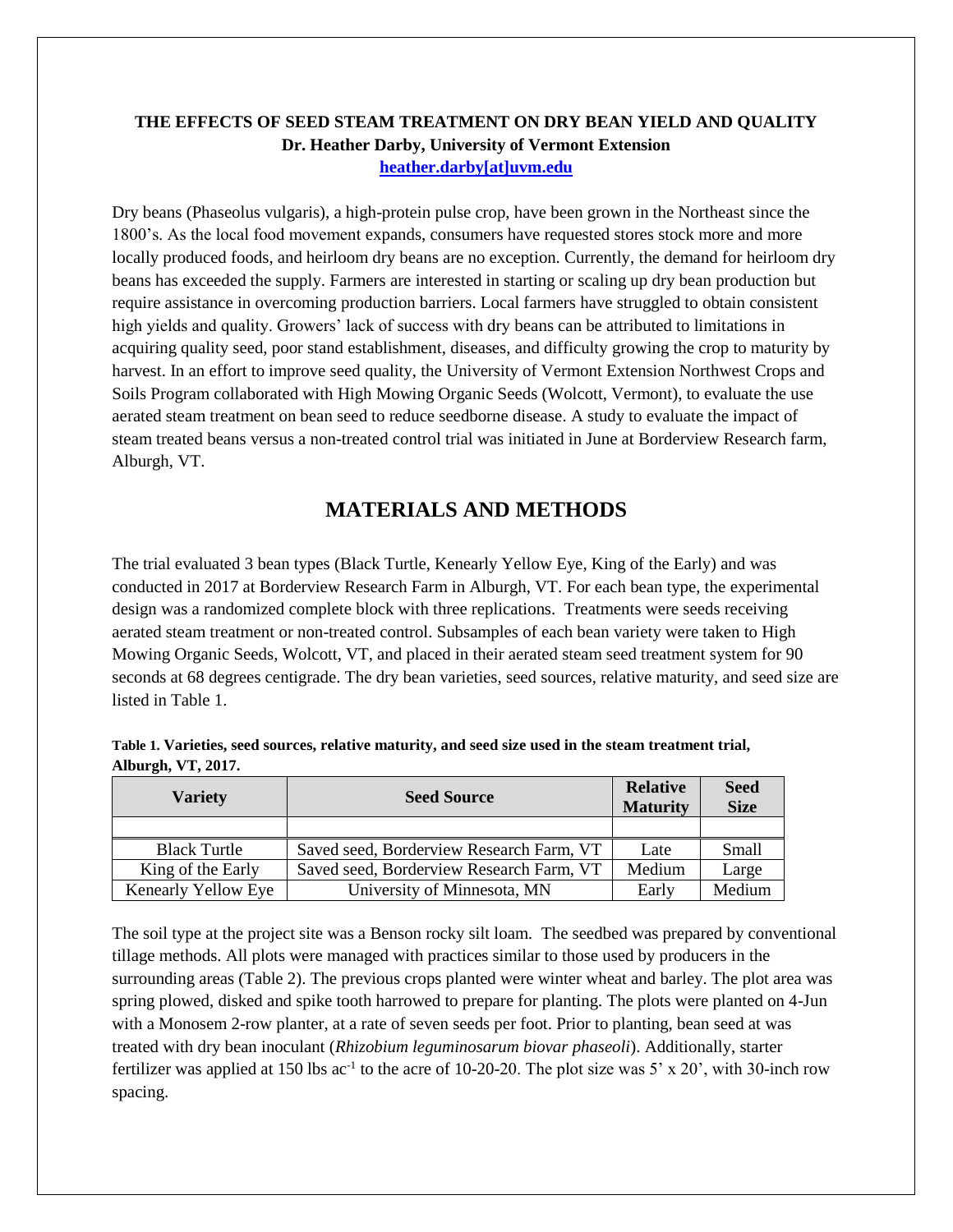**THE EFFECTS OF SEED STEAM TREATMENT ON DRY BEAN YIELD AND QUALITY**
**Dr. Heather Darby, University of Vermont Extension**
[heather.darby[at]uvm.edu](mailto:heather.darby@uvm.edu)

Dry beans (Phaseolus vulgaris), a high-protein pulse crop, have been grown in the Northeast since the 1800's. As the local food movement expands, consumers have requested stores stock more and more locally produced foods, and heirloom dry beans are no exception. Currently, the demand for heirloom dry beans has exceeded the supply. Farmers are interested in starting or scaling up dry bean production but require assistance in overcoming production barriers. Local farmers have struggled to obtain consistent high yields and quality. Growers' lack of success with dry beans can be attributed to limitations in acquiring quality seed, poor stand establishment, diseases, and difficulty growing the crop to maturity by harvest. In an effort to improve seed quality, the University of Vermont Extension Northwest Crops and Soils Program collaborated with High Mowing Organic Seeds (Wolcott, Vermont), to evaluate the use aerated steam treatment on bean seed to reduce seedborne disease. A study to evaluate the impact of steam treated beans versus a non-treated control trial was initiated in June at Borderview Research farm, Alburgh, VT.

## MATERIALS AND METHODS

The trial evaluated 3 bean types (Black Turtle, Kenearly Yellow Eye, King of the Early) and was conducted in 2017 at Borderview Research Farm in Alburgh, VT. For each bean type, the experimental design was a randomized complete block with three replications. Treatments were seeds receiving aerated steam treatment or non-treated control. Subsamples of each bean variety were taken to High Mowing Organic Seeds, Wolcott, VT, and placed in their aerated steam seed treatment system for 90 seconds at 68 degrees centigrade. The dry bean varieties, seed sources, relative maturity, and seed size are listed in Table 1.

**Table 1. Varieties, seed sources, relative maturity, and seed size used in the steam treatment trial, Alburgh, VT, 2017.**

| Variety | Seed Source | Relative Maturity | Seed Size |
|---|---|---|---|
| | | | |
| Black Turtle | Saved seed, Borderview Research Farm, VT | Late | Small |
| King of the Early | Saved seed, Borderview Research Farm, VT | Medium | Large |
| Kenearly Yellow Eye | University of Minnesota, MN | Early | Medium |

The soil type at the project site was a Benson rocky silt loam. The seedbed was prepared by conventional tillage methods. All plots were managed with practices similar to those used by producers in the surrounding areas (Table 2). The previous crops planted were winter wheat and barley. The plot area was spring plowed, disked and spike tooth harrowed to prepare for planting. The plots were planted on 4-Jun with a Monosem 2-row planter, at a rate of seven seeds per foot. Prior to planting, bean seed at was treated with dry bean inoculant (*Rhizobium leguminosarum biovar phaseoli*). Additionally, starter fertilizer was applied at 150 lbs $ac^{-1}$ to the acre of 10-20-20. The plot size was 5' x 20', with 30-inch row spacing.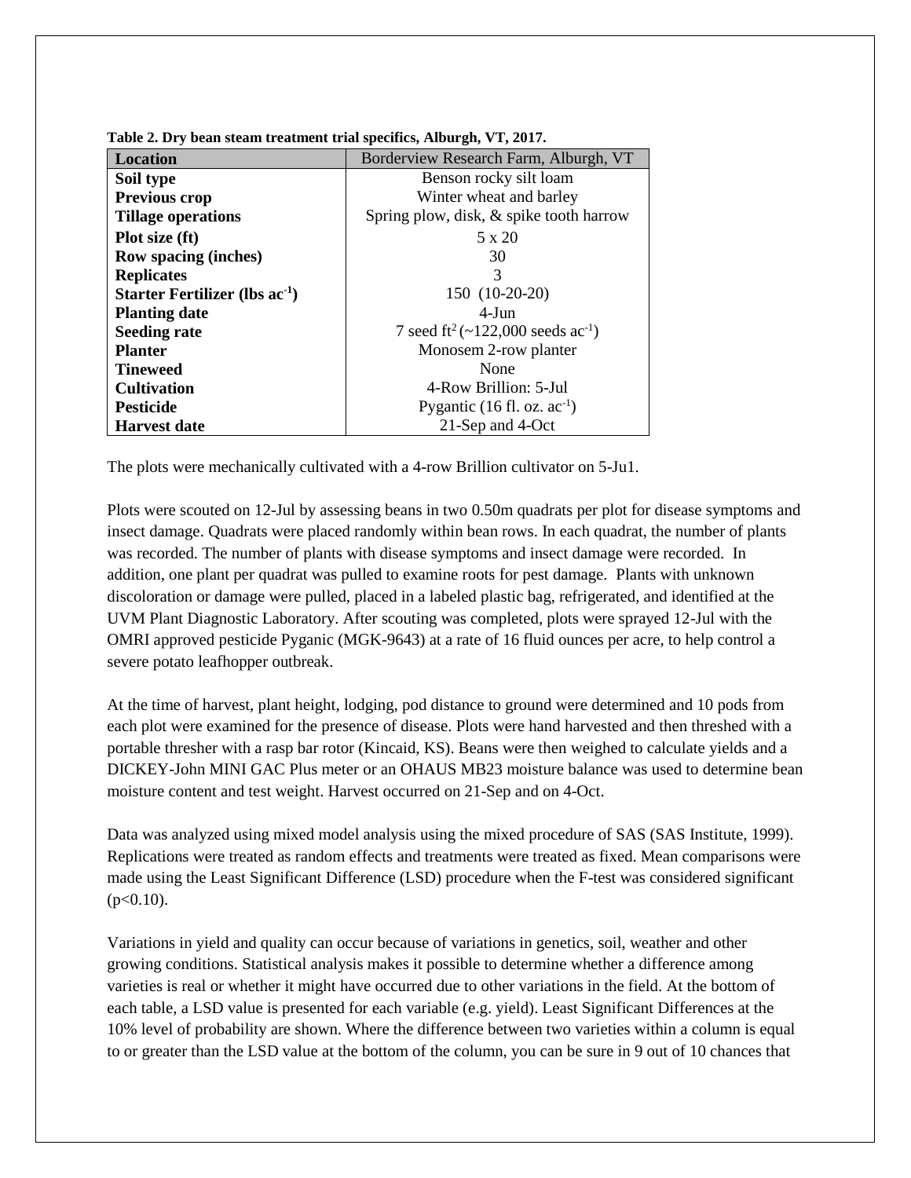**Table 2. Dry bean steam treatment trial specifics, Alburgh, VT, 2017.**

| **Location** | Borderview Research Farm, Alburgh, VT |
|---|---|
| **Soil type** | Benson rocky silt loam |
| **Previous crop** | Winter wheat and barley |
| **Tillage operations** | Spring plow, disk, & spike tooth harrow |
| **Plot size (ft)** | 5 x 20 |
| **Row spacing (inches)** | 30 |
| **Replicates** | 3 |
| **Starter Fertilizer (lbs $ac^{-1}$)** | 150 (10-20-20) |
| **Planting date** | 4-Jun |
| **Seeding rate** | 7 seed $ft^2$ (~122,000 seeds $ac^{-1}$) |
| **Planter** | Monosem 2-row planter |
| **Tineweed** | None |
| **Cultivation** | 4-Row Brillion: 5-Jul |
| **Pesticide** | Pygantic (16 fl. oz. $ac^{-1}$) |
| **Harvest date** | 21-Sep and 4-Oct |

The plots were mechanically cultivated with a 4-row Brillion cultivator on 5-Ju1.

Plots were scouted on 12-Jul by assessing beans in two 0.50m quadrats per plot for disease symptoms and insect damage. Quadrats were placed randomly within bean rows. In each quadrat, the number of plants was recorded. The number of plants with disease symptoms and insect damage were recorded. In addition, one plant per quadrat was pulled to examine roots for pest damage. Plants with unknown discoloration or damage were pulled, placed in a labeled plastic bag, refrigerated, and identified at the UVM Plant Diagnostic Laboratory. After scouting was completed, plots were sprayed 12-Jul with the OMRI approved pesticide Pyganic (MGK-9643) at a rate of 16 fluid ounces per acre, to help control a severe potato leafhopper outbreak.

At the time of harvest, plant height, lodging, pod distance to ground were determined and 10 pods from each plot were examined for the presence of disease. Plots were hand harvested and then threshed with a portable thresher with a rasp bar rotor (Kincaid, KS). Beans were then weighed to calculate yields and a DICKEY-John MINI GAC Plus meter or an OHAUS MB23 moisture balance was used to determine bean moisture content and test weight. Harvest occurred on 21-Sep and on 4-Oct.

Data was analyzed using mixed model analysis using the mixed procedure of SAS (SAS Institute, 1999). Replications were treated as random effects and treatments were treated as fixed. Mean comparisons were made using the Least Significant Difference (LSD) procedure when the F-test was considered significant ($p<0.10$).

Variations in yield and quality can occur because of variations in genetics, soil, weather and other growing conditions. Statistical analysis makes it possible to determine whether a difference among varieties is real or whether it might have occurred due to other variations in the field. At the bottom of each table, a LSD value is presented for each variable (e.g. yield). Least Significant Differences at the 10% level of probability are shown. Where the difference between two varieties within a column is equal to or greater than the LSD value at the bottom of the column, you can be sure in 9 out of 10 chances that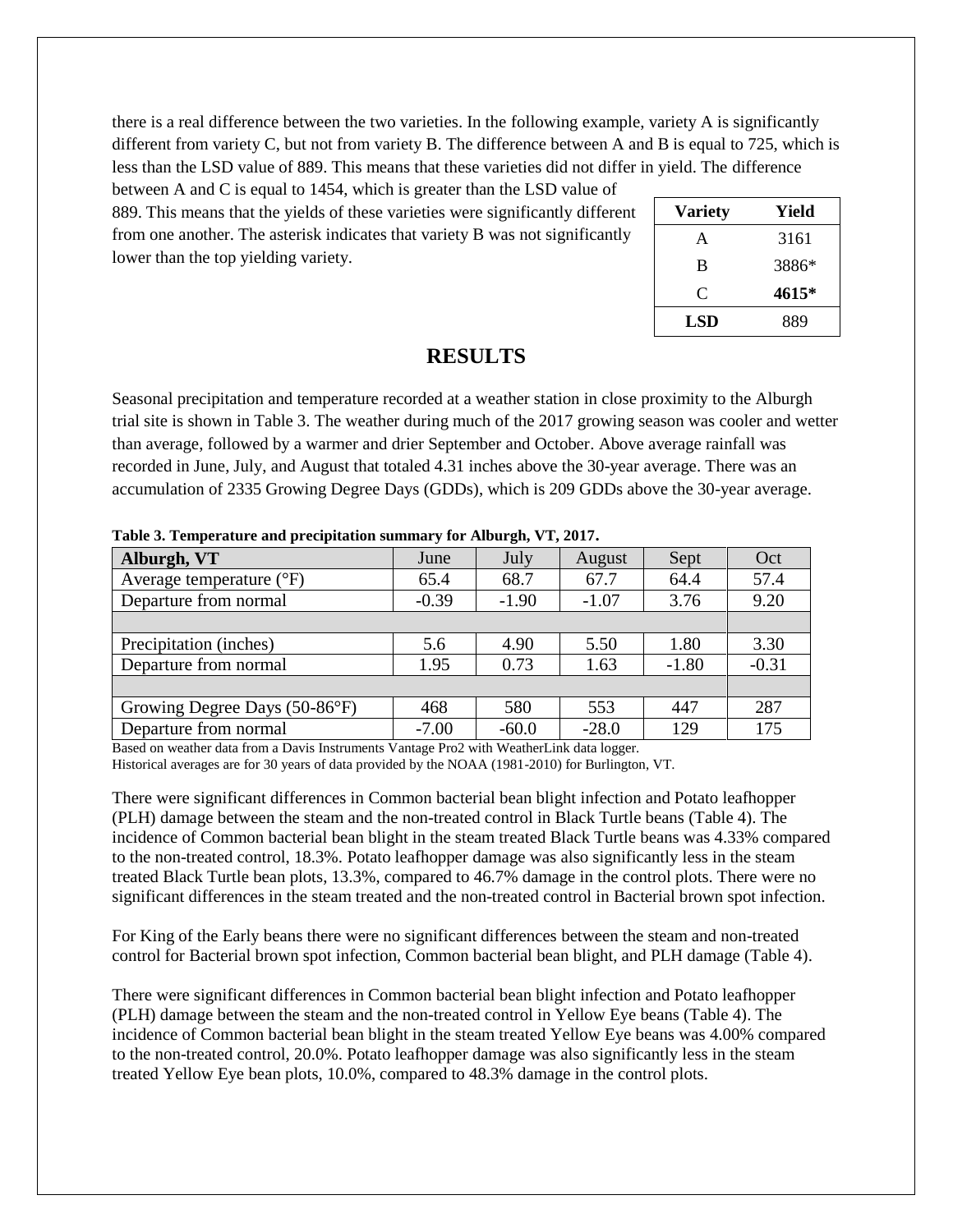there is a real difference between the two varieties. In the following example, variety A is significantly different from variety C, but not from variety B. The difference between A and B is equal to 725, which is less than the LSD value of 889. This means that these varieties did not differ in yield. The difference between A and C is equal to 1454, which is greater than the LSD value of 889. This means that the yields of these varieties were significantly different from one another. The asterisk indicates that variety B was not significantly lower than the top yielding variety.

| Variety | Yield |
|---|---|
| A | 3161 |
| B | 3886* |
| C | **4615*** |
| **LSD** | 889 |

# RESULTS

Seasonal precipitation and temperature recorded at a weather station in close proximity to the Alburgh trial site is shown in Table 3. The weather during much of the 2017 growing season was cooler and wetter than average, followed by a warmer and drier September and October. Above average rainfall was recorded in June, July, and August that totaled 4.31 inches above the 30-year average. There was an accumulation of 2335 Growing Degree Days (GDDs), which is 209 GDDs above the 30-year average.

**Table 3. Temperature and precipitation summary for Alburgh, VT, 2017.**

| Alburgh, VT | June | July | August | Sept | Oct |
|---|---|---|---|---|---|
| Average temperature (°F) | 65.4 | 68.7 | 67.7 | 64.4 | 57.4 |
| Departure from normal | -0.39 | -1.90 | -1.07 | 3.76 | 9.20 |
| | | | | | |
| Precipitation (inches) | 5.6 | 4.90 | 5.50 | 1.80 | 3.30 |
| Departure from normal | 1.95 | 0.73 | 1.63 | -1.80 | -0.31 |
| | | | | | |
| Growing Degree Days (50-86°F) | 468 | 580 | 553 | 447 | 287 |
| Departure from normal | -7.00 | -60.0 | -28.0 | 129 | 175 |

Based on weather data from a Davis Instruments Vantage Pro2 with WeatherLink data logger.
Historical averages are for 30 years of data provided by the NOAA (1981-2010) for Burlington, VT.

There were significant differences in Common bacterial bean blight infection and Potato leafhopper (PLH) damage between the steam and the non-treated control in Black Turtle beans (Table 4). The incidence of Common bacterial bean blight in the steam treated Black Turtle beans was 4.33% compared to the non-treated control, 18.3%. Potato leafhopper damage was also significantly less in the steam treated Black Turtle bean plots, 13.3%, compared to 46.7% damage in the control plots. There were no significant differences in the steam treated and the non-treated control in Bacterial brown spot infection.

For King of the Early beans there were no significant differences between the steam and non-treated control for Bacterial brown spot infection, Common bacterial bean blight, and PLH damage (Table 4).

There were significant differences in Common bacterial bean blight infection and Potato leafhopper (PLH) damage between the steam and the non-treated control in Yellow Eye beans (Table 4). The incidence of Common bacterial bean blight in the steam treated Yellow Eye beans was 4.00% compared to the non-treated control, 20.0%. Potato leafhopper damage was also significantly less in the steam treated Yellow Eye bean plots, 10.0%, compared to 48.3% damage in the control plots.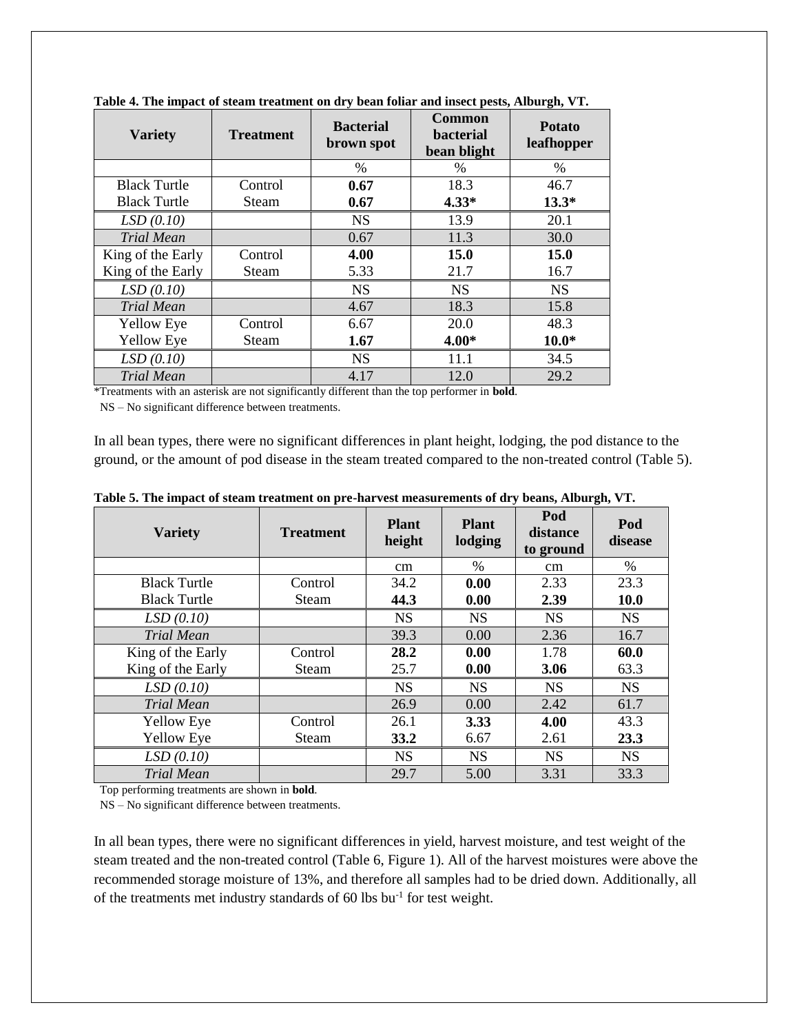**Table 4. The impact of steam treatment on dry bean foliar and insect pests, Alburgh, VT.**

| Variety | Treatment | Bacterial brown spot | Common bacterial bean blight | Potato leafhopper |
|---|---|---|---|---|
| | | % | % | % |
| Black Turtle | Control | **0.67** | 18.3 | 46.7 |
| Black Turtle | Steam | **0.67** | **4.33*** | **13.3*** |
| *LSD (0.10)* | | NS | 13.9 | 20.1 |
| *Trial Mean* | | 0.67 | 11.3 | 30.0 |
| King of the Early | Control | **4.00** | **15.0** | **15.0** |
| King of the Early | Steam | 5.33 | 21.7 | 16.7 |
| *LSD (0.10)* | | NS | NS | NS |
| *Trial Mean* | | 4.67 | 18.3 | 15.8 |
| Yellow Eye | Control | 6.67 | 20.0 | 48.3 |
| Yellow Eye | Steam | **1.67** | **4.00*** | **10.0*** |
| *LSD (0.10)* | | NS | 11.1 | 34.5 |
| *Trial Mean* | | 4.17 | 12.0 | 29.2 |

*Treatments with an asterisk are not significantly different than the top performer in **bold**.
NS – No significant difference between treatments.

In all bean types, there were no significant differences in plant height, lodging, the pod distance to the ground, or the amount of pod disease in the steam treated compared to the non-treated control (Table 5).

**Table 5. The impact of steam treatment on pre-harvest measurements of dry beans, Alburgh, VT.**

| Variety | Treatment | Plant height | Plant lodging | Pod distance to ground | Pod disease |
|---|---|---|---|---|---|
| | | cm | % | cm | % |
| Black Turtle | Control | 34.2 | **0.00** | 2.33 | 23.3 |
| Black Turtle | Steam | **44.3** | **0.00** | **2.39** | **10.0** |
| *LSD (0.10)* | | NS | NS | NS | NS |
| *Trial Mean* | | 39.3 | 0.00 | 2.36 | 16.7 |
| King of the Early | Control | **28.2** | **0.00** | 1.78 | **60.0** |
| King of the Early | Steam | 25.7 | **0.00** | **3.06** | 63.3 |
| *LSD (0.10)* | | NS | NS | NS | NS |
| *Trial Mean* | | 26.9 | 0.00 | 2.42 | 61.7 |
| Yellow Eye | Control | 26.1 | **3.33** | **4.00** | 43.3 |
| Yellow Eye | Steam | **33.2** | 6.67 | 2.61 | **23.3** |
| *LSD (0.10)* | | NS | NS | NS | NS |
| *Trial Mean* | | 29.7 | 5.00 | 3.31 | 33.3 |

Top performing treatments are shown in **bold**.
NS – No significant difference between treatments.

In all bean types, there were no significant differences in yield, harvest moisture, and test weight of the steam treated and the non-treated control (Table 6, Figure 1). All of the harvest moistures were above the recommended storage moisture of 13%, and therefore all samples had to be dried down. Additionally, all of the treatments met industry standards of 60 lbs $bu^{-1}$ for test weight.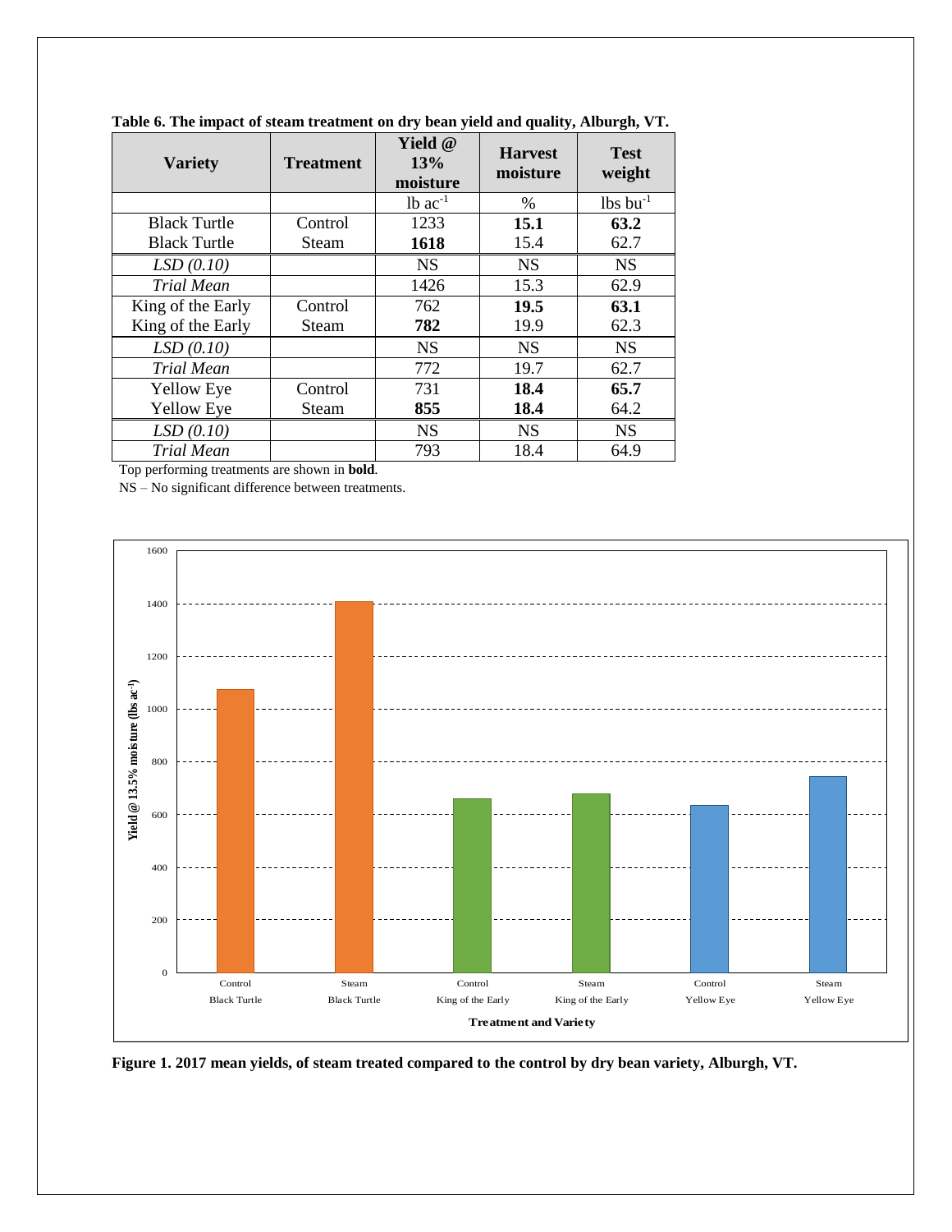**Table 6. The impact of steam treatment on dry bean yield and quality, Alburgh, VT.**

| Variety | Treatment | Yield @ 13% moisture | Harvest moisture | Test weight |
|---|---|---|---|---|
| | | lb ac$^{-1}$ | % | lbs bu$^{-1}$ |
| Black Turtle | Control | 1233 | **15.1** | **63.2** |
| Black Turtle | Steam | **1618** | 15.4 | 62.7 |
| *LSD (0.10)* | | NS | NS | NS |
| *Trial Mean* | | 1426 | 15.3 | 62.9 |
| King of the Early | Control | 762 | **19.5** | **63.1** |
| King of the Early | Steam | **782** | 19.9 | 62.3 |
| *LSD (0.10)* | | NS | NS | NS |
| *Trial Mean* | | 772 | 19.7 | 62.7 |
| Yellow Eye | Control | 731 | **18.4** | **65.7** |
| Yellow Eye | Steam | **855** | **18.4** | 64.2 |
| *LSD (0.10)* | | NS | NS | NS |
| *Trial Mean* | | 793 | 18.4 | 64.9 |

Top performing treatments are shown in **bold**.

NS – No significant difference between treatments.

**Figure 1. 2017 mean yields, of steam treated compared to the control by dry bean variety, Alburgh, VT.**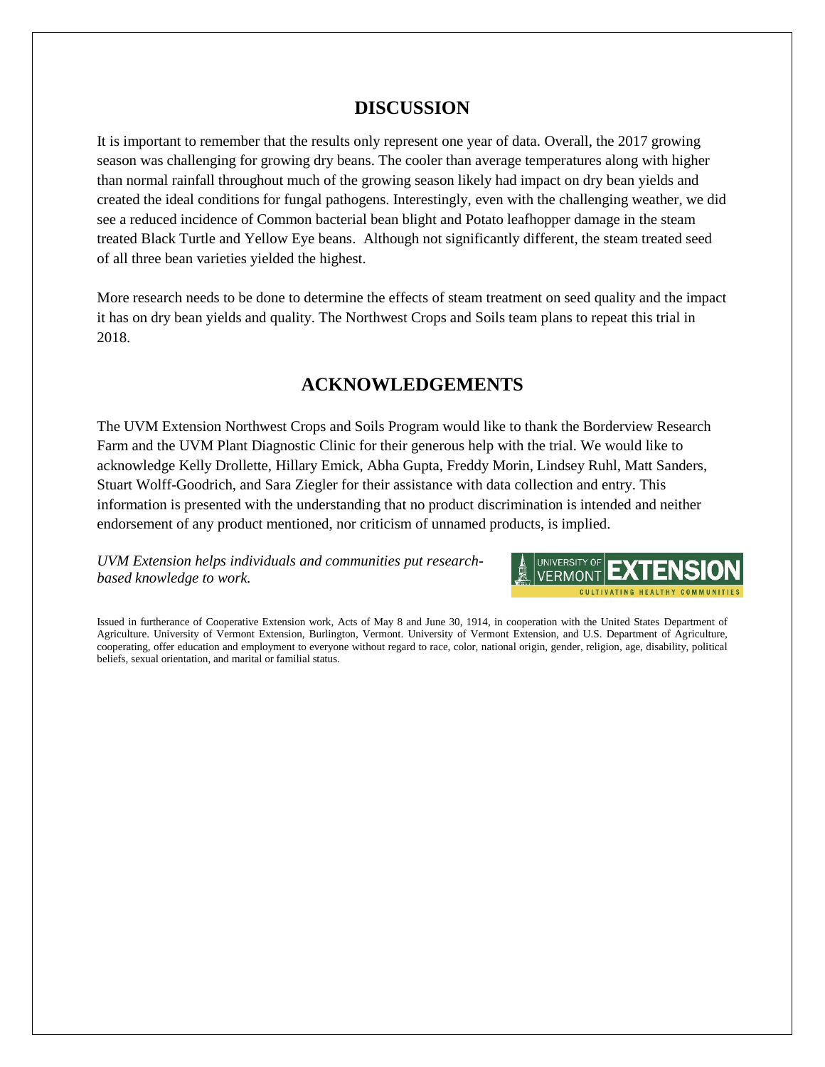## DISCUSSION

It is important to remember that the results only represent one year of data. Overall, the 2017 growing season was challenging for growing dry beans. The cooler than average temperatures along with higher than normal rainfall throughout much of the growing season likely had impact on dry bean yields and created the ideal conditions for fungal pathogens. Interestingly, even with the challenging weather, we did see a reduced incidence of Common bacterial bean blight and Potato leafhopper damage in the steam treated Black Turtle and Yellow Eye beans. Although not significantly different, the steam treated seed of all three bean varieties yielded the highest.

More research needs to be done to determine the effects of steam treatment on seed quality and the impact it has on dry bean yields and quality. The Northwest Crops and Soils team plans to repeat this trial in 2018.

## ACKNOWLEDGEMENTS

The UVM Extension Northwest Crops and Soils Program would like to thank the Borderview Research Farm and the UVM Plant Diagnostic Clinic for their generous help with the trial. We would like to acknowledge Kelly Drollette, Hillary Emick, Abha Gupta, Freddy Morin, Lindsey Ruhl, Matt Sanders, Stuart Wolff-Goodrich, and Sara Ziegler for their assistance with data collection and entry. This information is presented with the understanding that no product discrimination is intended and neither endorsement of any product mentioned, nor criticism of unnamed products, is implied.

*UVM Extension helps individuals and communities put research-based knowledge to work.*

UNIVERSITY OF VERMONT EXTENSION
CULTIVATING HEALTHY COMMUNITIES

Issued in furtherance of Cooperative Extension work, Acts of May 8 and June 30, 1914, in cooperation with the United States Department of Agriculture. University of Vermont Extension, Burlington, Vermont. University of Vermont Extension, and U.S. Department of Agriculture, cooperating, offer education and employment to everyone without regard to race, color, national origin, gender, religion, age, disability, political beliefs, sexual orientation, and marital or familial status.